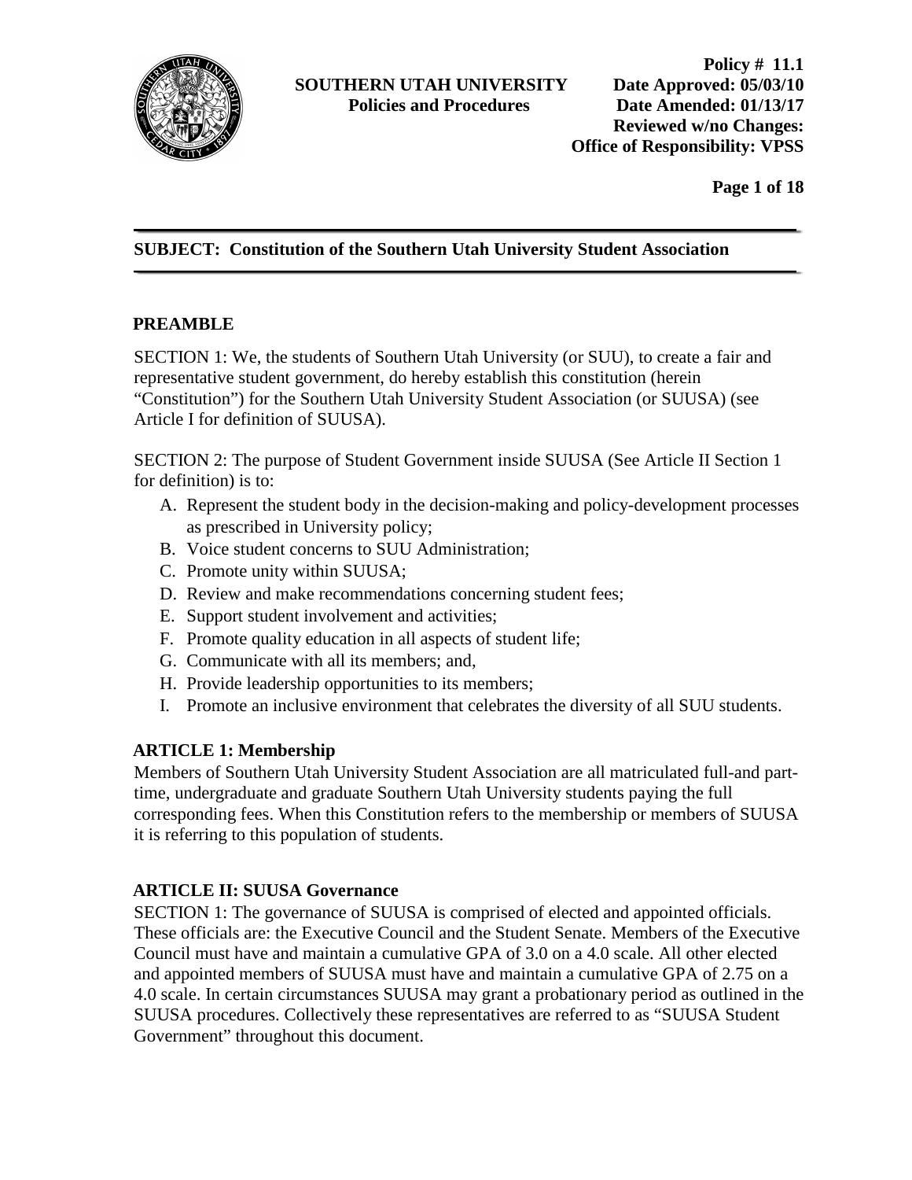**SOUTHERN UTAH UNIVERSITY**
**Policies and Procedures**

**Policy # 11.1**
**Date Approved: 05/03/10**
**Date Amended: 01/13/17**
**Reviewed w/no Changes:**
**Office of Responsibility: VPSS**

---

**SUBJECT: Constitution of the Southern Utah University Student Association**

---

## PREAMBLE

SECTION 1: We, the students of Southern Utah University (or SUU), to create a fair and representative student government, do hereby establish this constitution (herein "Constitution") for the Southern Utah University Student Association (or SUUSA) (see Article I for definition of SUUSA).

SECTION 2: The purpose of Student Government inside SUUSA (See Article II Section 1 for definition) is to:

A. Represent the student body in the decision-making and policy-development processes as prescribed in University policy;
B. Voice student concerns to SUU Administration;
C. Promote unity within SUUSA;
D. Review and make recommendations concerning student fees;
E. Support student involvement and activities;
F. Promote quality education in all aspects of student life;
G. Communicate with all its members; and,
H. Provide leadership opportunities to its members;
I. Promote an inclusive environment that celebrates the diversity of all SUU students.

## ARTICLE 1: Membership

Members of Southern Utah University Student Association are all matriculated full-and part-time, undergraduate and graduate Southern Utah University students paying the full corresponding fees. When this Constitution refers to the membership or members of SUUSA it is referring to this population of students.

## ARTICLE II: SUUSA Governance

SECTION 1: The governance of SUUSA is comprised of elected and appointed officials. These officials are: the Executive Council and the Student Senate. Members of the Executive Council must have and maintain a cumulative GPA of 3.0 on a 4.0 scale. All other elected and appointed members of SUUSA must have and maintain a cumulative GPA of 2.75 on a 4.0 scale. In certain circumstances SUUSA may grant a probationary period as outlined in the SUUSA procedures. Collectively these representatives are referred to as "SUUSA Student Government" throughout this document.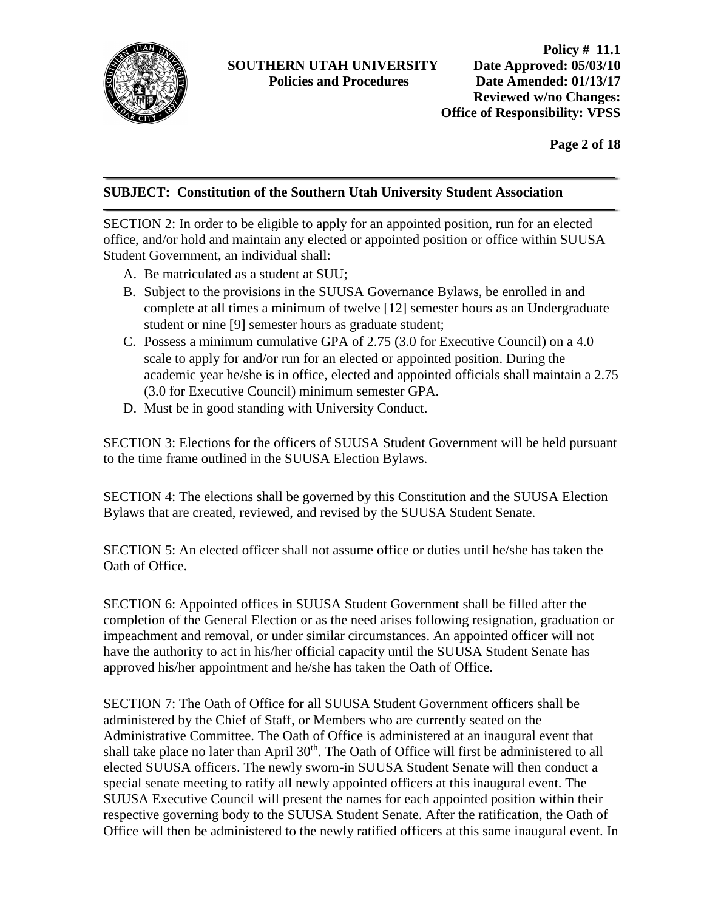**SUBJECT: Constitution of the Southern Utah University Student Association**

SECTION 2: In order to be eligible to apply for an appointed position, run for an elected office, and/or hold and maintain any elected or appointed position or office within SUUSA Student Government, an individual shall:

A. Be matriculated as a student at SUU;
B. Subject to the provisions in the SUUSA Governance Bylaws, be enrolled in and complete at all times a minimum of twelve [12] semester hours as an Undergraduate student or nine [9] semester hours as graduate student;
C. Possess a minimum cumulative GPA of 2.75 (3.0 for Executive Council) on a 4.0 scale to apply for and/or run for an elected or appointed position. During the academic year he/she is in office, elected and appointed officials shall maintain a 2.75 (3.0 for Executive Council) minimum semester GPA.
D. Must be in good standing with University Conduct.

SECTION 3: Elections for the officers of SUUSA Student Government will be held pursuant to the time frame outlined in the SUUSA Election Bylaws.

SECTION 4: The elections shall be governed by this Constitution and the SUUSA Election Bylaws that are created, reviewed, and revised by the SUUSA Student Senate.

SECTION 5: An elected officer shall not assume office or duties until he/she has taken the Oath of Office.

SECTION 6: Appointed offices in SUUSA Student Government shall be filled after the completion of the General Election or as the need arises following resignation, graduation or impeachment and removal, or under similar circumstances. An appointed officer will not have the authority to act in his/her official capacity until the SUUSA Student Senate has approved his/her appointment and he/she has taken the Oath of Office.

SECTION 7: The Oath of Office for all SUUSA Student Government officers shall be administered by the Chief of Staff, or Members who are currently seated on the Administrative Committee. The Oath of Office is administered at an inaugural event that shall take place no later than April 30th. The Oath of Office will first be administered to all elected SUUSA officers. The newly sworn-in SUUSA Student Senate will then conduct a special senate meeting to ratify all newly appointed officers at this inaugural event. The SUUSA Executive Council will present the names for each appointed position within their respective governing body to the SUUSA Student Senate. After the ratification, the Oath of Office will then be administered to the newly ratified officers at this same inaugural event. In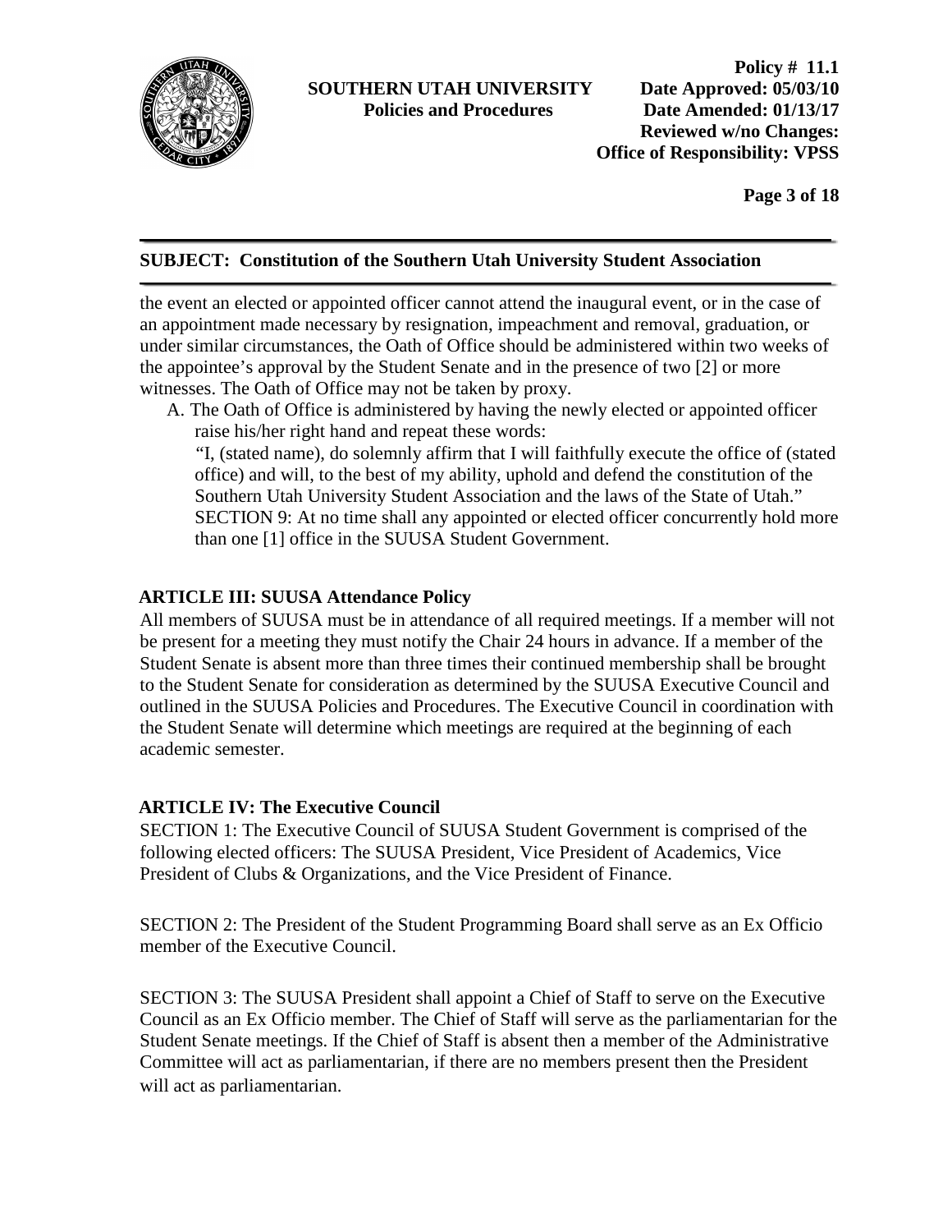the event an elected or appointed officer cannot attend the inaugural event, or in the case of an appointment made necessary by resignation, impeachment and removal, graduation, or under similar circumstances, the Oath of Office should be administered within two weeks of the appointee's approval by the Student Senate and in the presence of two [2] or more witnesses. The Oath of Office may not be taken by proxy.

A. The Oath of Office is administered by having the newly elected or appointed officer raise his/her right hand and repeat these words:
   "I, (stated name), do solemnly affirm that I will faithfully execute the office of (stated office) and will, to the best of my ability, uphold and defend the constitution of the Southern Utah University Student Association and the laws of the State of Utah."
   SECTION 9: At no time shall any appointed or elected officer concurrently hold more than one [1] office in the SUUSA Student Government.

## ARTICLE III: SUUSA Attendance Policy

All members of SUUSA must be in attendance of all required meetings. If a member will not be present for a meeting they must notify the Chair 24 hours in advance. If a member of the Student Senate is absent more than three times their continued membership shall be brought to the Student Senate for consideration as determined by the SUUSA Executive Council and outlined in the SUUSA Policies and Procedures. The Executive Council in coordination with the Student Senate will determine which meetings are required at the beginning of each academic semester.

## ARTICLE IV: The Executive Council

SECTION 1: The Executive Council of SUUSA Student Government is comprised of the following elected officers: The SUUSA President, Vice President of Academics, Vice President of Clubs & Organizations, and the Vice President of Finance.

SECTION 2: The President of the Student Programming Board shall serve as an Ex Officio member of the Executive Council.

SECTION 3: The SUUSA President shall appoint a Chief of Staff to serve on the Executive Council as an Ex Officio member. The Chief of Staff will serve as the parliamentarian for the Student Senate meetings. If the Chief of Staff is absent then a member of the Administrative Committee will act as parliamentarian, if there are no members present then the President will act as parliamentarian.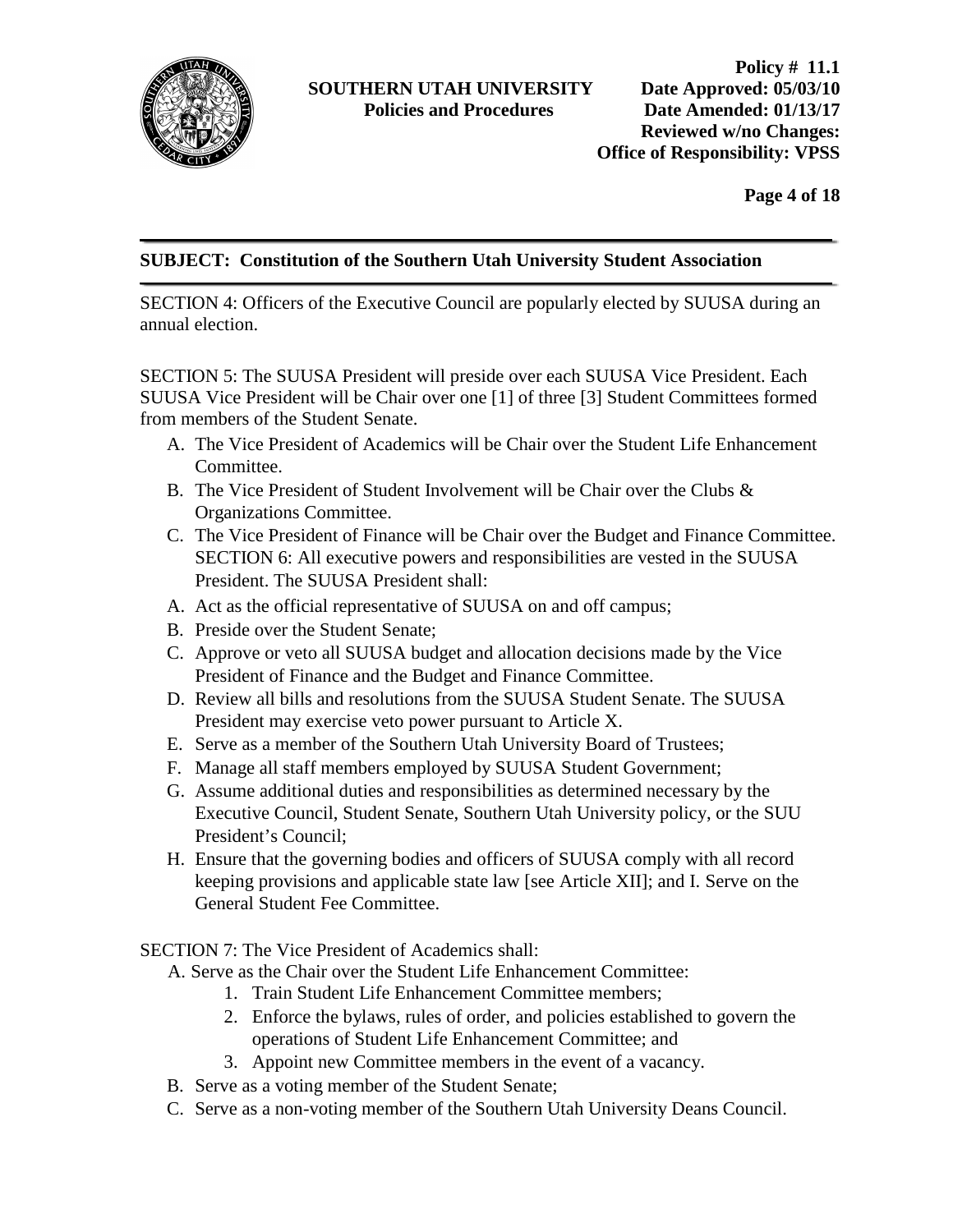**SUBJECT: Constitution of the Southern Utah University Student Association**

SECTION 4: Officers of the Executive Council are popularly elected by SUUSA during an annual election.

SECTION 5: The SUUSA President will preside over each SUUSA Vice President. Each SUUSA Vice President will be Chair over one [1] of three [3] Student Committees formed from members of the Student Senate.

A. The Vice President of Academics will be Chair over the Student Life Enhancement Committee.
B. The Vice President of Student Involvement will be Chair over the Clubs & Organizations Committee.
C. The Vice President of Finance will be Chair over the Budget and Finance Committee. SECTION 6: All executive powers and responsibilities are vested in the SUUSA President. The SUUSA President shall:

A. Act as the official representative of SUUSA on and off campus;
B. Preside over the Student Senate;
C. Approve or veto all SUUSA budget and allocation decisions made by the Vice President of Finance and the Budget and Finance Committee.
D. Review all bills and resolutions from the SUUSA Student Senate. The SUUSA President may exercise veto power pursuant to Article X.
E. Serve as a member of the Southern Utah University Board of Trustees;
F. Manage all staff members employed by SUUSA Student Government;
G. Assume additional duties and responsibilities as determined necessary by the Executive Council, Student Senate, Southern Utah University policy, or the SUU President's Council;
H. Ensure that the governing bodies and officers of SUUSA comply with all record keeping provisions and applicable state law [see Article XII]; and I. Serve on the General Student Fee Committee.

SECTION 7: The Vice President of Academics shall:

A. Serve as the Chair over the Student Life Enhancement Committee:
   1. Train Student Life Enhancement Committee members;
   2. Enforce the bylaws, rules of order, and policies established to govern the operations of Student Life Enhancement Committee; and
   3. Appoint new Committee members in the event of a vacancy.
B. Serve as a voting member of the Student Senate;
C. Serve as a non-voting member of the Southern Utah University Deans Council.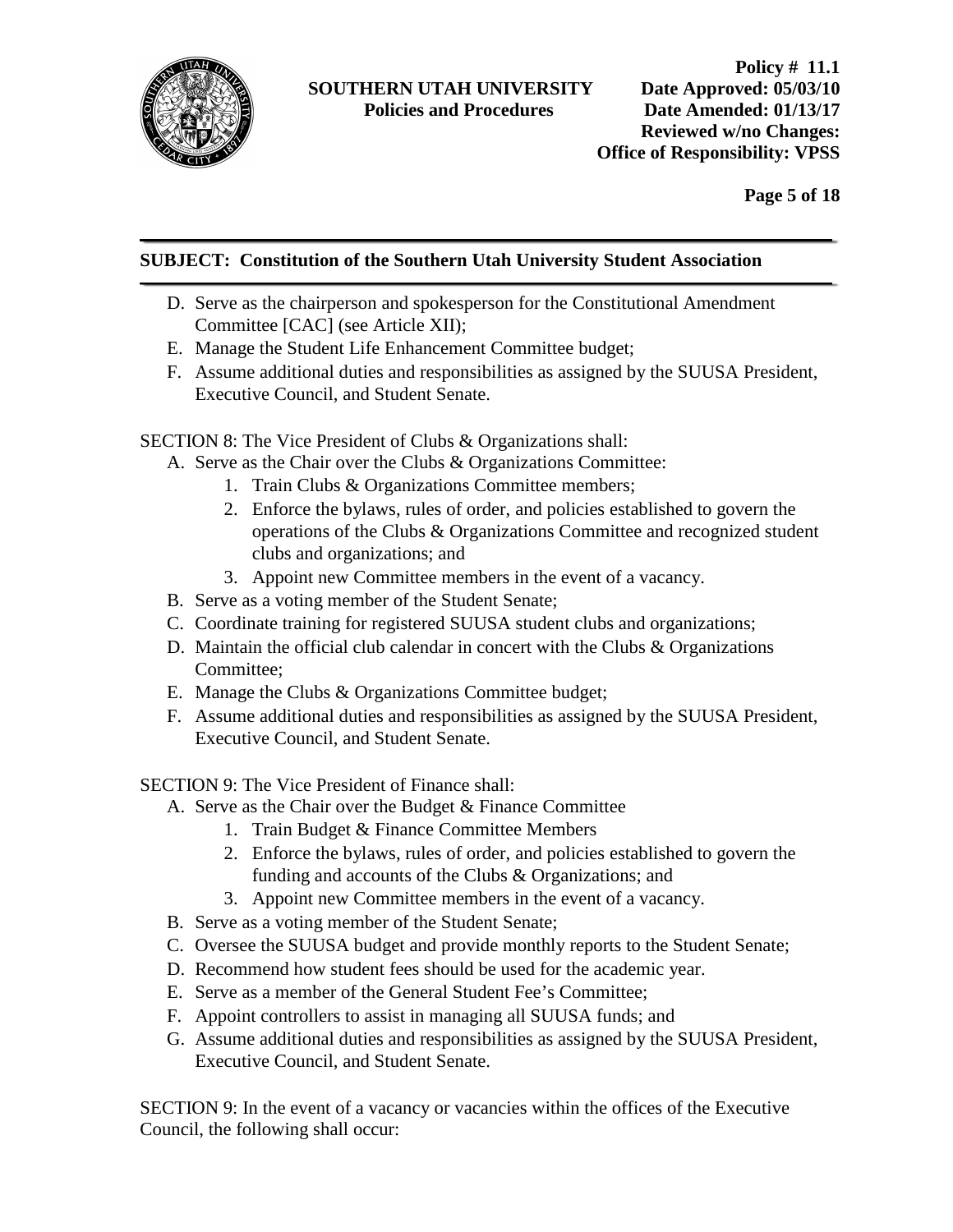D. Serve as the chairperson and spokesperson for the Constitutional Amendment Committee [CAC] (see Article XII);
E. Manage the Student Life Enhancement Committee budget;
F. Assume additional duties and responsibilities as assigned by the SUUSA President, Executive Council, and Student Senate.

SECTION 8: The Vice President of Clubs & Organizations shall:

A. Serve as the Chair over the Clubs & Organizations Committee:
   1. Train Clubs & Organizations Committee members;
   2. Enforce the bylaws, rules of order, and policies established to govern the operations of the Clubs & Organizations Committee and recognized student clubs and organizations; and
   3. Appoint new Committee members in the event of a vacancy.
B. Serve as a voting member of the Student Senate;
C. Coordinate training for registered SUUSA student clubs and organizations;
D. Maintain the official club calendar in concert with the Clubs & Organizations Committee;
E. Manage the Clubs & Organizations Committee budget;
F. Assume additional duties and responsibilities as assigned by the SUUSA President, Executive Council, and Student Senate.

SECTION 9: The Vice President of Finance shall:

A. Serve as the Chair over the Budget & Finance Committee
   1. Train Budget & Finance Committee Members
   2. Enforce the bylaws, rules of order, and policies established to govern the funding and accounts of the Clubs & Organizations; and
   3. Appoint new Committee members in the event of a vacancy.
B. Serve as a voting member of the Student Senate;
C. Oversee the SUUSA budget and provide monthly reports to the Student Senate;
D. Recommend how student fees should be used for the academic year.
E. Serve as a member of the General Student Fee's Committee;
F. Appoint controllers to assist in managing all SUUSA funds; and
G. Assume additional duties and responsibilities as assigned by the SUUSA President, Executive Council, and Student Senate.

SECTION 9: In the event of a vacancy or vacancies within the offices of the Executive Council, the following shall occur: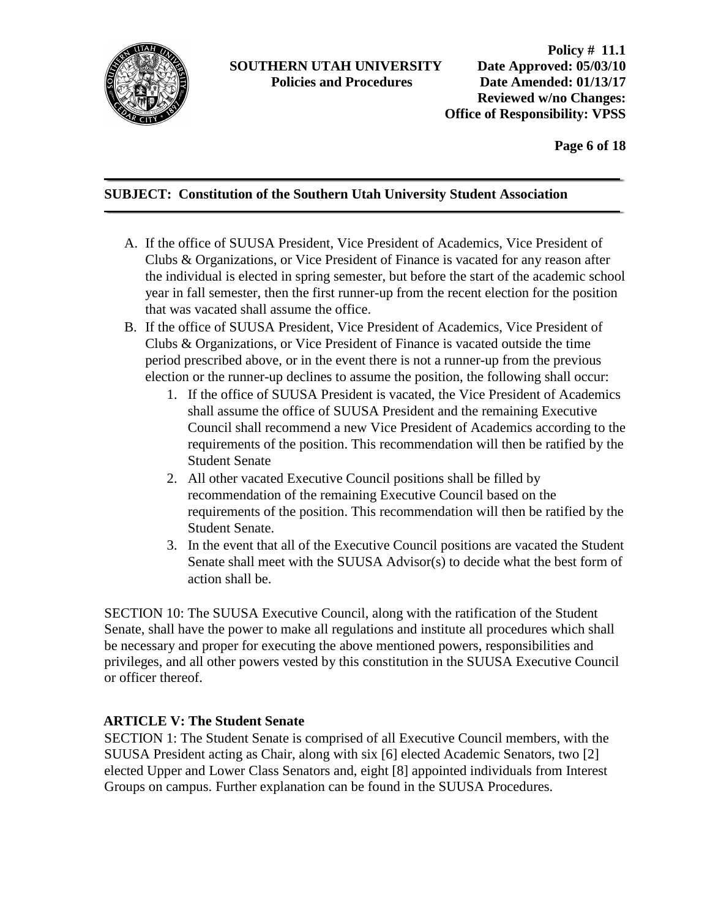A. If the office of SUUSA President, Vice President of Academics, Vice President of Clubs & Organizations, or Vice President of Finance is vacated for any reason after the individual is elected in spring semester, but before the start of the academic school year in fall semester, then the first runner-up from the recent election for the position that was vacated shall assume the office.

B. If the office of SUUSA President, Vice President of Academics, Vice President of Clubs & Organizations, or Vice President of Finance is vacated outside the time period prescribed above, or in the event there is not a runner-up from the previous election or the runner-up declines to assume the position, the following shall occur:

   1. If the office of SUUSA President is vacated, the Vice President of Academics shall assume the office of SUUSA President and the remaining Executive Council shall recommend a new Vice President of Academics according to the requirements of the position. This recommendation will then be ratified by the Student Senate
   2. All other vacated Executive Council positions shall be filled by recommendation of the remaining Executive Council based on the requirements of the position. This recommendation will then be ratified by the Student Senate.
   3. In the event that all of the Executive Council positions are vacated the Student Senate shall meet with the SUUSA Advisor(s) to decide what the best form of action shall be.

SECTION 10: The SUUSA Executive Council, along with the ratification of the Student Senate, shall have the power to make all regulations and institute all procedures which shall be necessary and proper for executing the above mentioned powers, responsibilities and privileges, and all other powers vested by this constitution in the SUUSA Executive Council or officer thereof.

## ARTICLE V: The Student Senate

SECTION 1: The Student Senate is comprised of all Executive Council members, with the SUUSA President acting as Chair, along with six [6] elected Academic Senators, two [2] elected Upper and Lower Class Senators and, eight [8] appointed individuals from Interest Groups on campus. Further explanation can be found in the SUUSA Procedures.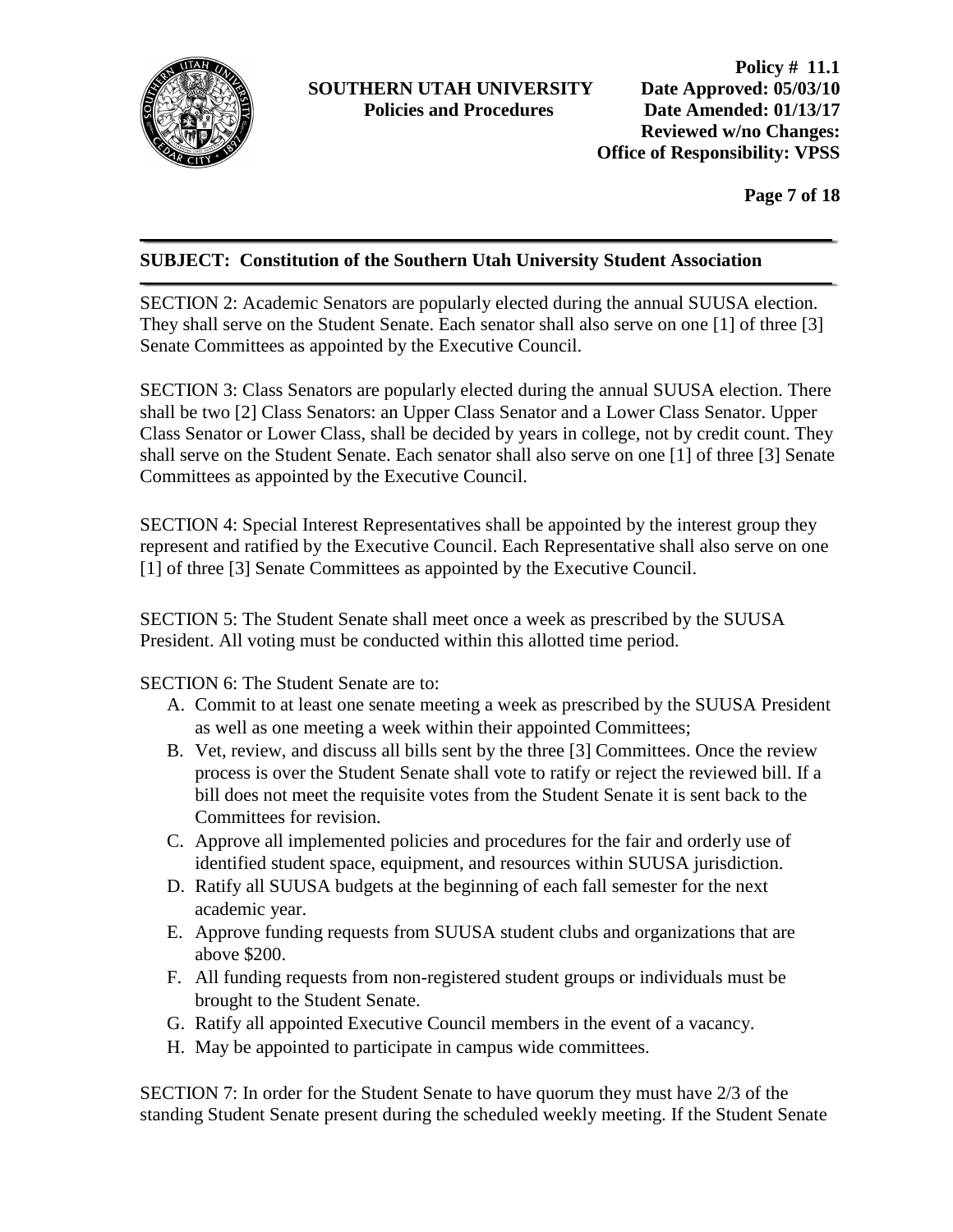SECTION 2: Academic Senators are popularly elected during the annual SUUSA election. They shall serve on the Student Senate. Each senator shall also serve on one [1] of three [3] Senate Committees as appointed by the Executive Council.

SECTION 3: Class Senators are popularly elected during the annual SUUSA election. There shall be two [2] Class Senators: an Upper Class Senator and a Lower Class Senator. Upper Class Senator or Lower Class, shall be decided by years in college, not by credit count. They shall serve on the Student Senate. Each senator shall also serve on one [1] of three [3] Senate Committees as appointed by the Executive Council.

SECTION 4: Special Interest Representatives shall be appointed by the interest group they represent and ratified by the Executive Council. Each Representative shall also serve on one [1] of three [3] Senate Committees as appointed by the Executive Council.

SECTION 5: The Student Senate shall meet once a week as prescribed by the SUUSA President. All voting must be conducted within this allotted time period.

SECTION 6: The Student Senate are to:

A. Commit to at least one senate meeting a week as prescribed by the SUUSA President as well as one meeting a week within their appointed Committees;
B. Vet, review, and discuss all bills sent by the three [3] Committees. Once the review process is over the Student Senate shall vote to ratify or reject the reviewed bill. If a bill does not meet the requisite votes from the Student Senate it is sent back to the Committees for revision.
C. Approve all implemented policies and procedures for the fair and orderly use of identified student space, equipment, and resources within SUUSA jurisdiction.
D. Ratify all SUUSA budgets at the beginning of each fall semester for the next academic year.
E. Approve funding requests from SUUSA student clubs and organizations that are above $200.
F. All funding requests from non-registered student groups or individuals must be brought to the Student Senate.
G. Ratify all appointed Executive Council members in the event of a vacancy.
H. May be appointed to participate in campus wide committees.

SECTION 7: In order for the Student Senate to have quorum they must have 2/3 of the standing Student Senate present during the scheduled weekly meeting. If the Student Senate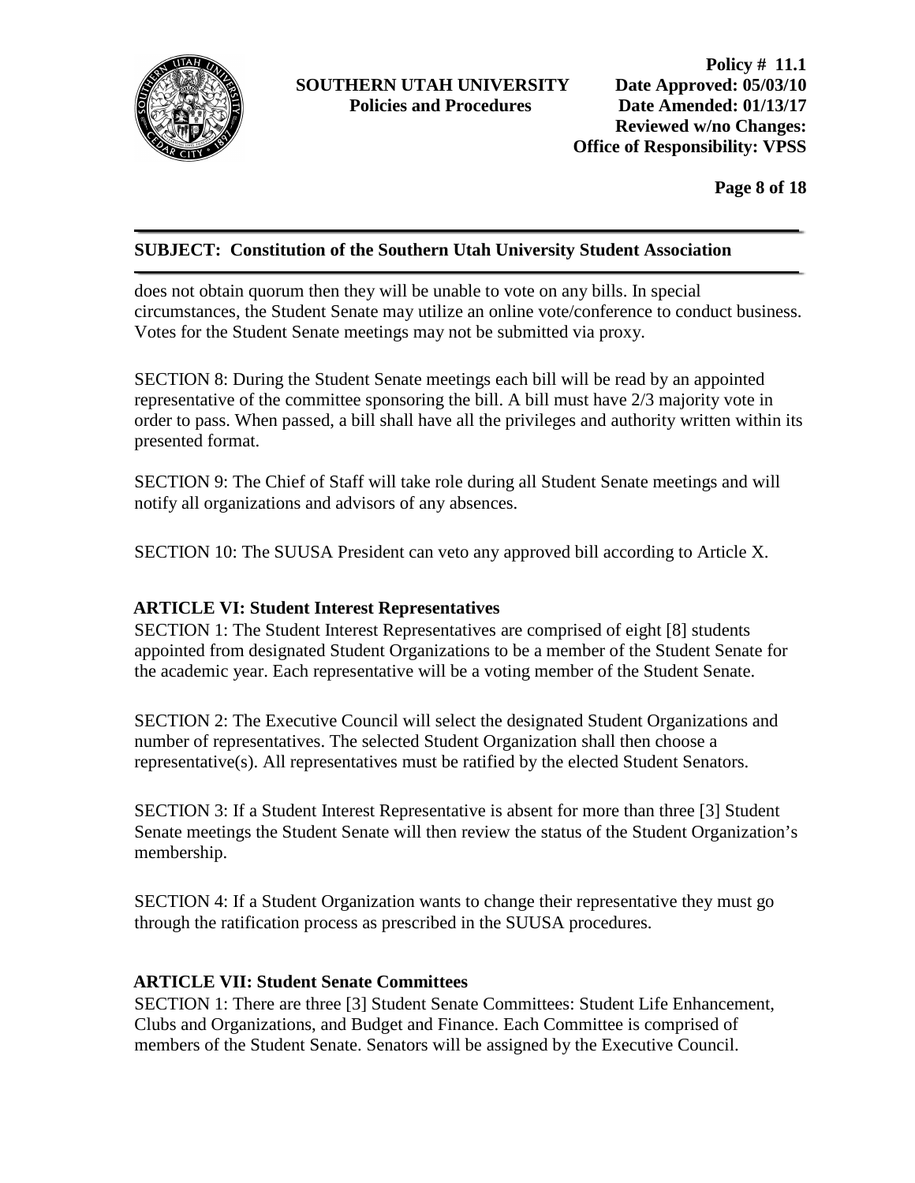does not obtain quorum then they will be unable to vote on any bills. In special circumstances, the Student Senate may utilize an online vote/conference to conduct business. Votes for the Student Senate meetings may not be submitted via proxy.

SECTION 8: During the Student Senate meetings each bill will be read by an appointed representative of the committee sponsoring the bill. A bill must have 2/3 majority vote in order to pass. When passed, a bill shall have all the privileges and authority written within its presented format.

SECTION 9: The Chief of Staff will take role during all Student Senate meetings and will notify all organizations and advisors of any absences.

SECTION 10: The SUUSA President can veto any approved bill according to Article X.

## ARTICLE VI: Student Interest Representatives

SECTION 1: The Student Interest Representatives are comprised of eight [8] students appointed from designated Student Organizations to be a member of the Student Senate for the academic year. Each representative will be a voting member of the Student Senate.

SECTION 2: The Executive Council will select the designated Student Organizations and number of representatives. The selected Student Organization shall then choose a representative(s). All representatives must be ratified by the elected Student Senators.

SECTION 3: If a Student Interest Representative is absent for more than three [3] Student Senate meetings the Student Senate will then review the status of the Student Organization's membership.

SECTION 4: If a Student Organization wants to change their representative they must go through the ratification process as prescribed in the SUUSA procedures.

## ARTICLE VII: Student Senate Committees

SECTION 1: There are three [3] Student Senate Committees: Student Life Enhancement, Clubs and Organizations, and Budget and Finance. Each Committee is comprised of members of the Student Senate. Senators will be assigned by the Executive Council.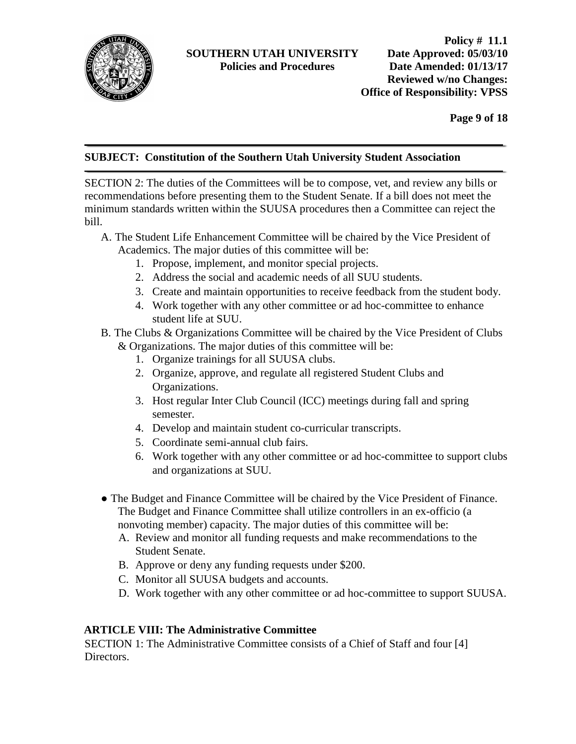SECTION 2: The duties of the Committees will be to compose, vet, and review any bills or recommendations before presenting them to the Student Senate. If a bill does not meet the minimum standards written within the SUUSA procedures then a Committee can reject the bill.

A. The Student Life Enhancement Committee will be chaired by the Vice President of Academics. The major duties of this committee will be:
   1. Propose, implement, and monitor special projects.
   2. Address the social and academic needs of all SUU students.
   3. Create and maintain opportunities to receive feedback from the student body.
   4. Work together with any other committee or ad hoc-committee to enhance student life at SUU.
B. The Clubs & Organizations Committee will be chaired by the Vice President of Clubs & Organizations. The major duties of this committee will be:
   1. Organize trainings for all SUUSA clubs.
   2. Organize, approve, and regulate all registered Student Clubs and Organizations.
   3. Host regular Inter Club Council (ICC) meetings during fall and spring semester.
   4. Develop and maintain student co-curricular transcripts.
   5. Coordinate semi-annual club fairs.
   6. Work together with any other committee or ad hoc-committee to support clubs and organizations at SUU.

- The Budget and Finance Committee will be chaired by the Vice President of Finance. The Budget and Finance Committee shall utilize controllers in an ex-officio (a nonvoting member) capacity. The major duties of this committee will be:
  A. Review and monitor all funding requests and make recommendations to the Student Senate.
  B. Approve or deny any funding requests under $200.
  C. Monitor all SUUSA budgets and accounts.
  D. Work together with any other committee or ad hoc-committee to support SUUSA.

**ARTICLE VIII: The Administrative Committee**

SECTION 1: The Administrative Committee consists of a Chief of Staff and four [4] Directors.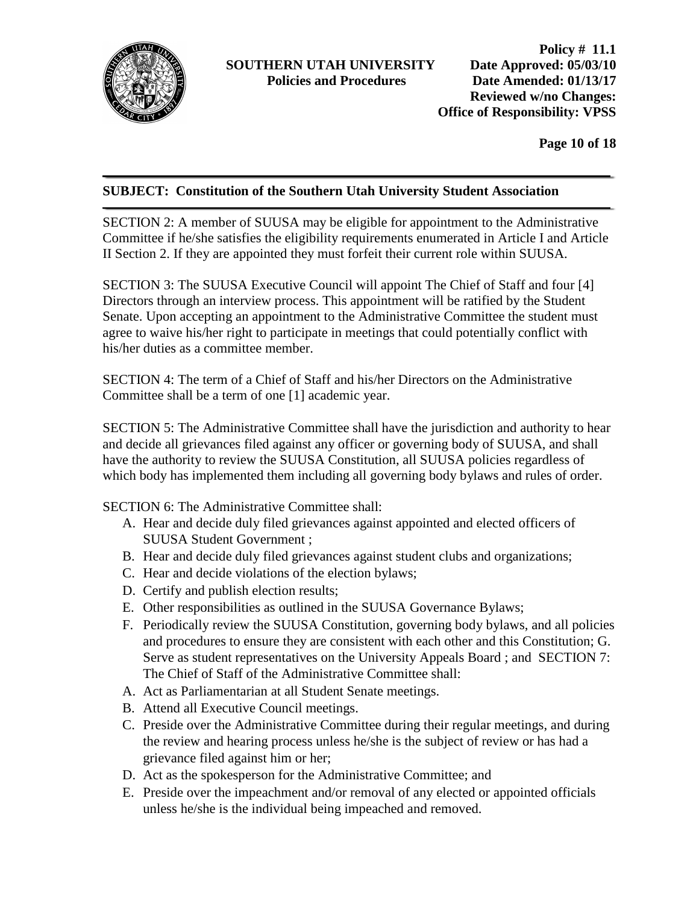**SUBJECT: Constitution of the Southern Utah University Student Association**

SECTION 2: A member of SUUSA may be eligible for appointment to the Administrative Committee if he/she satisfies the eligibility requirements enumerated in Article I and Article II Section 2. If they are appointed they must forfeit their current role within SUUSA.

SECTION 3: The SUUSA Executive Council will appoint The Chief of Staff and four [4] Directors through an interview process. This appointment will be ratified by the Student Senate. Upon accepting an appointment to the Administrative Committee the student must agree to waive his/her right to participate in meetings that could potentially conflict with his/her duties as a committee member.

SECTION 4: The term of a Chief of Staff and his/her Directors on the Administrative Committee shall be a term of one [1] academic year.

SECTION 5: The Administrative Committee shall have the jurisdiction and authority to hear and decide all grievances filed against any officer or governing body of SUUSA, and shall have the authority to review the SUUSA Constitution, all SUUSA policies regardless of which body has implemented them including all governing body bylaws and rules of order.

SECTION 6: The Administrative Committee shall:

A. Hear and decide duly filed grievances against appointed and elected officers of SUUSA Student Government ;
B. Hear and decide duly filed grievances against student clubs and organizations;
C. Hear and decide violations of the election bylaws;
D. Certify and publish election results;
E. Other responsibilities as outlined in the SUUSA Governance Bylaws;
F. Periodically review the SUUSA Constitution, governing body bylaws, and all policies and procedures to ensure they are consistent with each other and this Constitution; G. Serve as student representatives on the University Appeals Board ; and SECTION 7: The Chief of Staff of the Administrative Committee shall:

A. Act as Parliamentarian at all Student Senate meetings.
B. Attend all Executive Council meetings.
C. Preside over the Administrative Committee during their regular meetings, and during the review and hearing process unless he/she is the subject of review or has had a grievance filed against him or her;
D. Act as the spokesperson for the Administrative Committee; and
E. Preside over the impeachment and/or removal of any elected or appointed officials unless he/she is the individual being impeached and removed.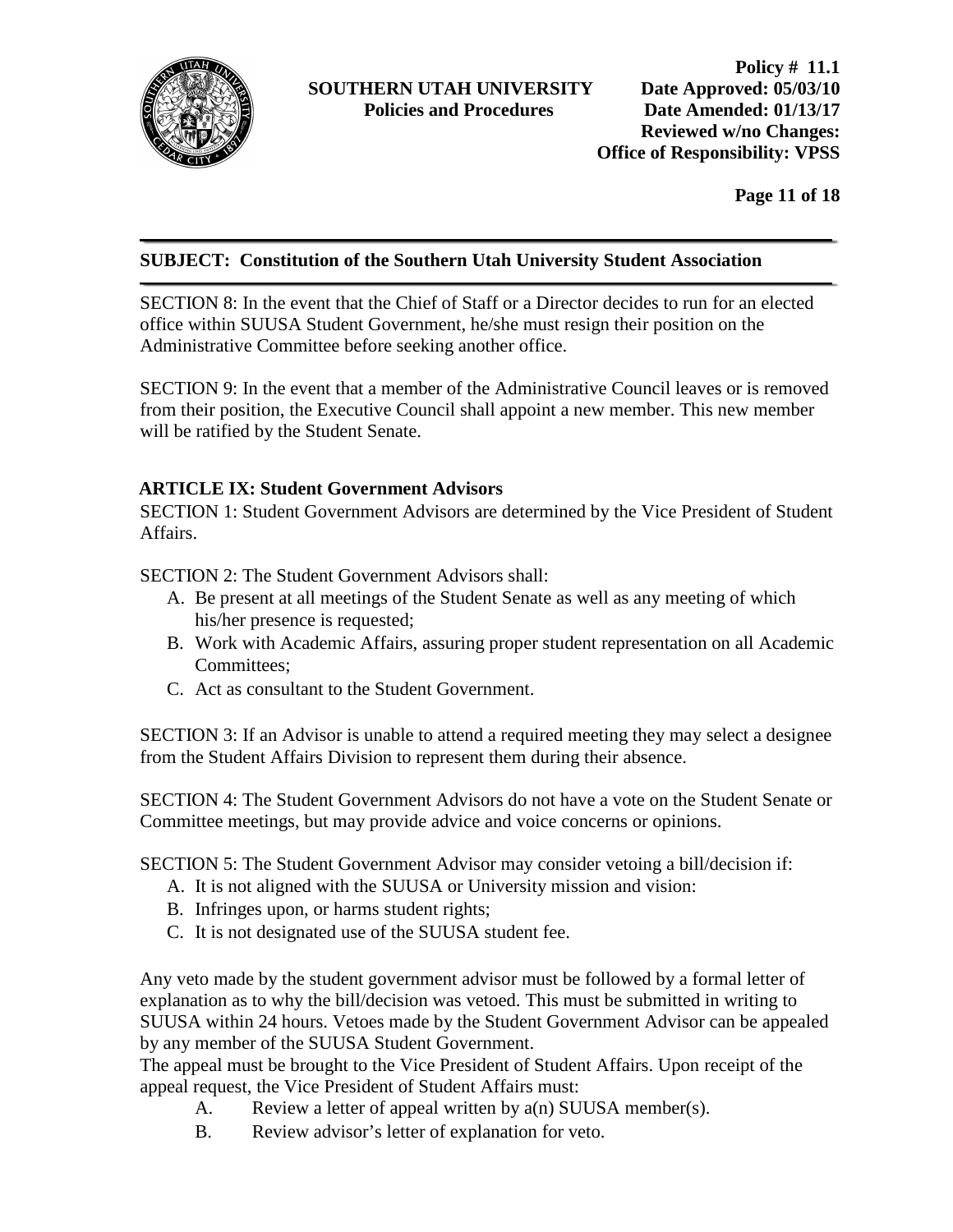SECTION 8: In the event that the Chief of Staff or a Director decides to run for an elected office within SUUSA Student Government, he/she must resign their position on the Administrative Committee before seeking another office.

SECTION 9: In the event that a member of the Administrative Council leaves or is removed from their position, the Executive Council shall appoint a new member. This new member will be ratified by the Student Senate.

### ARTICLE IX: Student Government Advisors

SECTION 1: Student Government Advisors are determined by the Vice President of Student Affairs.

SECTION 2: The Student Government Advisors shall:

A. Be present at all meetings of the Student Senate as well as any meeting of which his/her presence is requested;
B. Work with Academic Affairs, assuring proper student representation on all Academic Committees;
C. Act as consultant to the Student Government.

SECTION 3: If an Advisor is unable to attend a required meeting they may select a designee from the Student Affairs Division to represent them during their absence.

SECTION 4: The Student Government Advisors do not have a vote on the Student Senate or Committee meetings, but may provide advice and voice concerns or opinions.

SECTION 5: The Student Government Advisor may consider vetoing a bill/decision if:

A. It is not aligned with the SUUSA or University mission and vision:
B. Infringes upon, or harms student rights;
C. It is not designated use of the SUUSA student fee.

Any veto made by the student government advisor must be followed by a formal letter of explanation as to why the bill/decision was vetoed. This must be submitted in writing to SUUSA within 24 hours. Vetoes made by the Student Government Advisor can be appealed by any member of the SUUSA Student Government.

The appeal must be brought to the Vice President of Student Affairs. Upon receipt of the appeal request, the Vice President of Student Affairs must:

A. Review a letter of appeal written by a(n) SUUSA member(s).
B. Review advisor's letter of explanation for veto.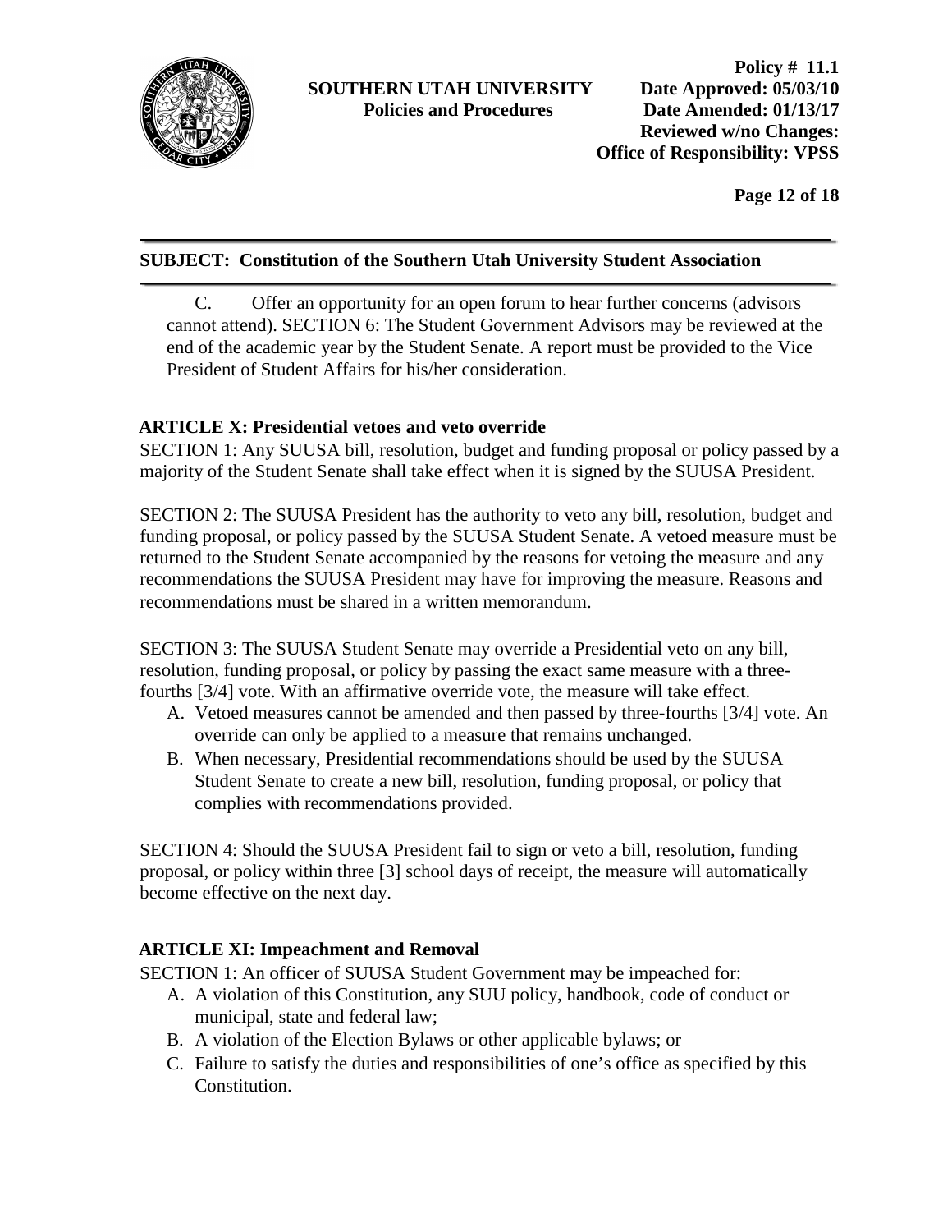**SUBJECT: Constitution of the Southern Utah University Student Association**

C. Offer an opportunity for an open forum to hear further concerns (advisors cannot attend). SECTION 6: The Student Government Advisors may be reviewed at the end of the academic year by the Student Senate. A report must be provided to the Vice President of Student Affairs for his/her consideration.

## ARTICLE X: Presidential vetoes and veto override

SECTION 1: Any SUUSA bill, resolution, budget and funding proposal or policy passed by a majority of the Student Senate shall take effect when it is signed by the SUUSA President.

SECTION 2: The SUUSA President has the authority to veto any bill, resolution, budget and funding proposal, or policy passed by the SUUSA Student Senate. A vetoed measure must be returned to the Student Senate accompanied by the reasons for vetoing the measure and any recommendations the SUUSA President may have for improving the measure. Reasons and recommendations must be shared in a written memorandum.

SECTION 3: The SUUSA Student Senate may override a Presidential veto on any bill, resolution, funding proposal, or policy by passing the exact same measure with a three-fourths [3/4] vote. With an affirmative override vote, the measure will take effect.

A. Vetoed measures cannot be amended and then passed by three-fourths [3/4] vote. An override can only be applied to a measure that remains unchanged.
B. When necessary, Presidential recommendations should be used by the SUUSA Student Senate to create a new bill, resolution, funding proposal, or policy that complies with recommendations provided.

SECTION 4: Should the SUUSA President fail to sign or veto a bill, resolution, funding proposal, or policy within three [3] school days of receipt, the measure will automatically become effective on the next day.

## ARTICLE XI: Impeachment and Removal

SECTION 1: An officer of SUUSA Student Government may be impeached for:

A. A violation of this Constitution, any SUU policy, handbook, code of conduct or municipal, state and federal law;
B. A violation of the Election Bylaws or other applicable bylaws; or
C. Failure to satisfy the duties and responsibilities of one's office as specified by this Constitution.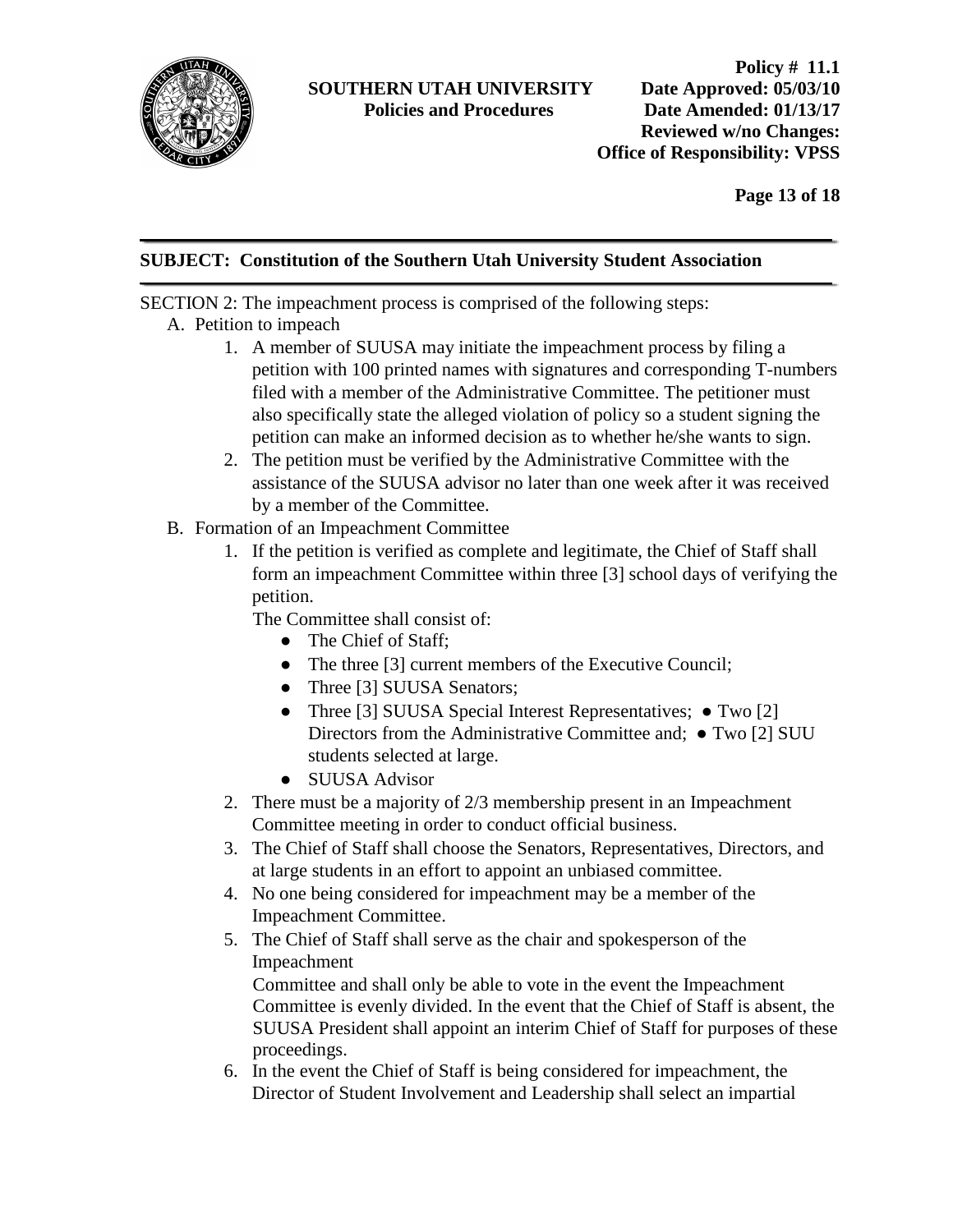**SUBJECT: Constitution of the Southern Utah University Student Association**

SECTION 2: The impeachment process is comprised of the following steps:

A. Petition to impeach
   1. A member of SUUSA may initiate the impeachment process by filing a petition with 100 printed names with signatures and corresponding T-numbers filed with a member of the Administrative Committee. The petitioner must also specifically state the alleged violation of policy so a student signing the petition can make an informed decision as to whether he/she wants to sign.
   2. The petition must be verified by the Administrative Committee with the assistance of the SUUSA advisor no later than one week after it was received by a member of the Committee.

B. Formation of an Impeachment Committee
   1. If the petition is verified as complete and legitimate, the Chief of Staff shall form an impeachment Committee within three [3] school days of verifying the petition.

      The Committee shall consist of:
      - The Chief of Staff;
      - The three [3] current members of the Executive Council;
      - Three [3] SUUSA Senators;
      - Three [3] SUUSA Special Interest Representatives;
      - Two [2] Directors from the Administrative Committee and;
      - Two [2] SUU students selected at large.
      - SUUSA Advisor
   2. There must be a majority of 2/3 membership present in an Impeachment Committee meeting in order to conduct official business.
   3. The Chief of Staff shall choose the Senators, Representatives, Directors, and at large students in an effort to appoint an unbiased committee.
   4. No one being considered for impeachment may be a member of the Impeachment Committee.
   5. The Chief of Staff shall serve as the chair and spokesperson of the Impeachment Committee and shall only be able to vote in the event the Impeachment Committee is evenly divided. In the event that the Chief of Staff is absent, the SUUSA President shall appoint an interim Chief of Staff for purposes of these proceedings.
   6. In the event the Chief of Staff is being considered for impeachment, the Director of Student Involvement and Leadership shall select an impartial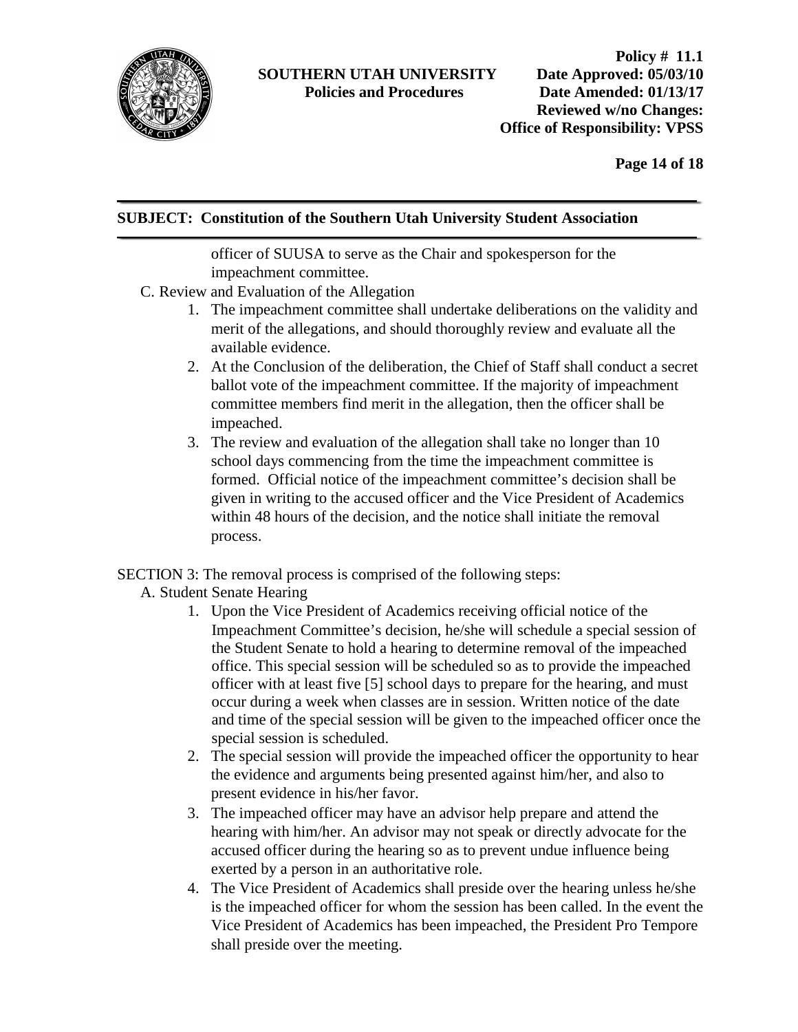officer of SUUSA to serve as the Chair and spokesperson for the impeachment committee.

C. Review and Evaluation of the Allegation

1. The impeachment committee shall undertake deliberations on the validity and merit of the allegations, and should thoroughly review and evaluate all the available evidence.
2. At the Conclusion of the deliberation, the Chief of Staff shall conduct a secret ballot vote of the impeachment committee. If the majority of impeachment committee members find merit in the allegation, then the officer shall be impeached.
3. The review and evaluation of the allegation shall take no longer than 10 school days commencing from the time the impeachment committee is formed. Official notice of the impeachment committee's decision shall be given in writing to the accused officer and the Vice President of Academics within 48 hours of the decision, and the notice shall initiate the removal process.

SECTION 3: The removal process is comprised of the following steps:

A. Student Senate Hearing

1. Upon the Vice President of Academics receiving official notice of the Impeachment Committee's decision, he/she will schedule a special session of the Student Senate to hold a hearing to determine removal of the impeached office. This special session will be scheduled so as to provide the impeached officer with at least five [5] school days to prepare for the hearing, and must occur during a week when classes are in session. Written notice of the date and time of the special session will be given to the impeached officer once the special session is scheduled.
2. The special session will provide the impeached officer the opportunity to hear the evidence and arguments being presented against him/her, and also to present evidence in his/her favor.
3. The impeached officer may have an advisor help prepare and attend the hearing with him/her. An advisor may not speak or directly advocate for the accused officer during the hearing so as to prevent undue influence being exerted by a person in an authoritative role.
4. The Vice President of Academics shall preside over the hearing unless he/she is the impeached officer for whom the session has been called. In the event the Vice President of Academics has been impeached, the President Pro Tempore shall preside over the meeting.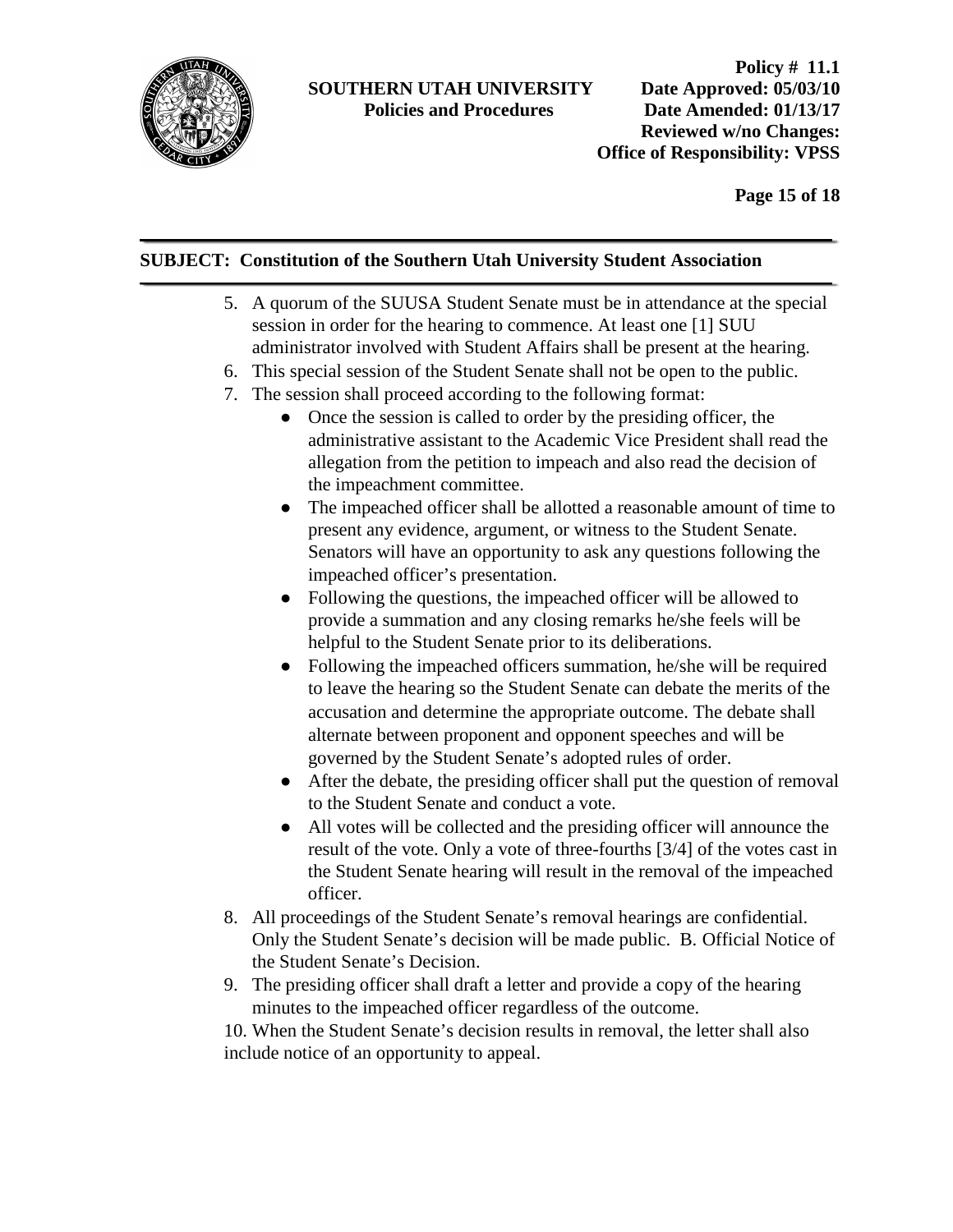5. A quorum of the SUUSA Student Senate must be in attendance at the special session in order for the hearing to commence. At least one [1] SUU administrator involved with Student Affairs shall be present at the hearing.
6. This special session of the Student Senate shall not be open to the public.
7. The session shall proceed according to the following format:
   - Once the session is called to order by the presiding officer, the administrative assistant to the Academic Vice President shall read the allegation from the petition to impeach and also read the decision of the impeachment committee.
   - The impeached officer shall be allotted a reasonable amount of time to present any evidence, argument, or witness to the Student Senate. Senators will have an opportunity to ask any questions following the impeached officer's presentation.
   - Following the questions, the impeached officer will be allowed to provide a summation and any closing remarks he/she feels will be helpful to the Student Senate prior to its deliberations.
   - Following the impeached officers summation, he/she will be required to leave the hearing so the Student Senate can debate the merits of the accusation and determine the appropriate outcome. The debate shall alternate between proponent and opponent speeches and will be governed by the Student Senate's adopted rules of order.
   - After the debate, the presiding officer shall put the question of removal to the Student Senate and conduct a vote.
   - All votes will be collected and the presiding officer will announce the result of the vote. Only a vote of three-fourths [3/4] of the votes cast in the Student Senate hearing will result in the removal of the impeached officer.
8. All proceedings of the Student Senate's removal hearings are confidential. Only the Student Senate's decision will be made public. B. Official Notice of the Student Senate's Decision.
9. The presiding officer shall draft a letter and provide a copy of the hearing minutes to the impeached officer regardless of the outcome.
10. When the Student Senate's decision results in removal, the letter shall also include notice of an opportunity to appeal.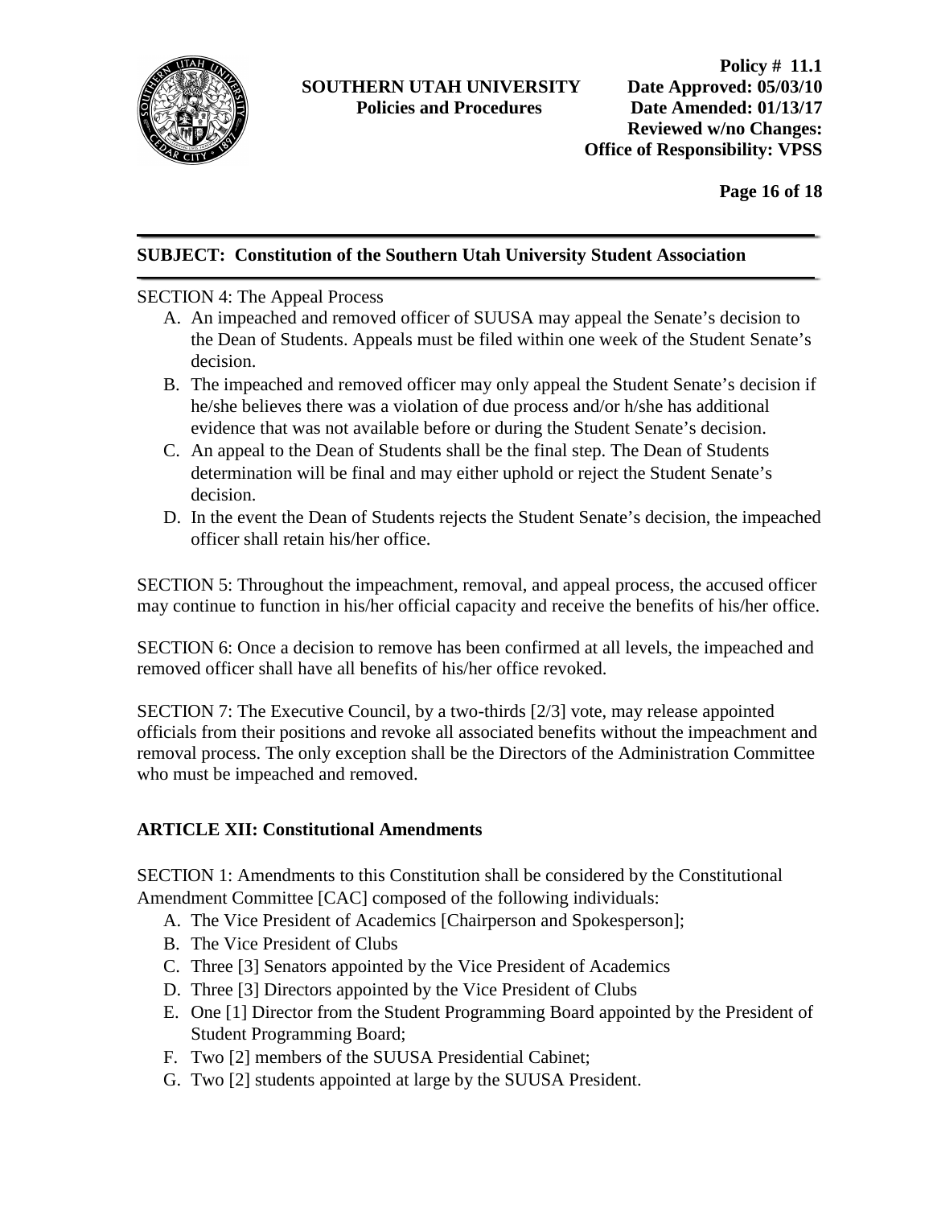SECTION 4: The Appeal Process

A. An impeached and removed officer of SUUSA may appeal the Senate's decision to the Dean of Students. Appeals must be filed within one week of the Student Senate's decision.
B. The impeached and removed officer may only appeal the Student Senate's decision if he/she believes there was a violation of due process and/or h/she has additional evidence that was not available before or during the Student Senate's decision.
C. An appeal to the Dean of Students shall be the final step. The Dean of Students determination will be final and may either uphold or reject the Student Senate's decision.
D. In the event the Dean of Students rejects the Student Senate's decision, the impeached officer shall retain his/her office.

SECTION 5: Throughout the impeachment, removal, and appeal process, the accused officer may continue to function in his/her official capacity and receive the benefits of his/her office.

SECTION 6: Once a decision to remove has been confirmed at all levels, the impeached and removed officer shall have all benefits of his/her office revoked.

SECTION 7: The Executive Council, by a two-thirds [2/3] vote, may release appointed officials from their positions and revoke all associated benefits without the impeachment and removal process. The only exception shall be the Directors of the Administration Committee who must be impeached and removed.

## ARTICLE XII: Constitutional Amendments

SECTION 1: Amendments to this Constitution shall be considered by the Constitutional Amendment Committee [CAC] composed of the following individuals:

A. The Vice President of Academics [Chairperson and Spokesperson];
B. The Vice President of Clubs
C. Three [3] Senators appointed by the Vice President of Academics
D. Three [3] Directors appointed by the Vice President of Clubs
E. One [1] Director from the Student Programming Board appointed by the President of Student Programming Board;
F. Two [2] members of the SUUSA Presidential Cabinet;
G. Two [2] students appointed at large by the SUUSA President.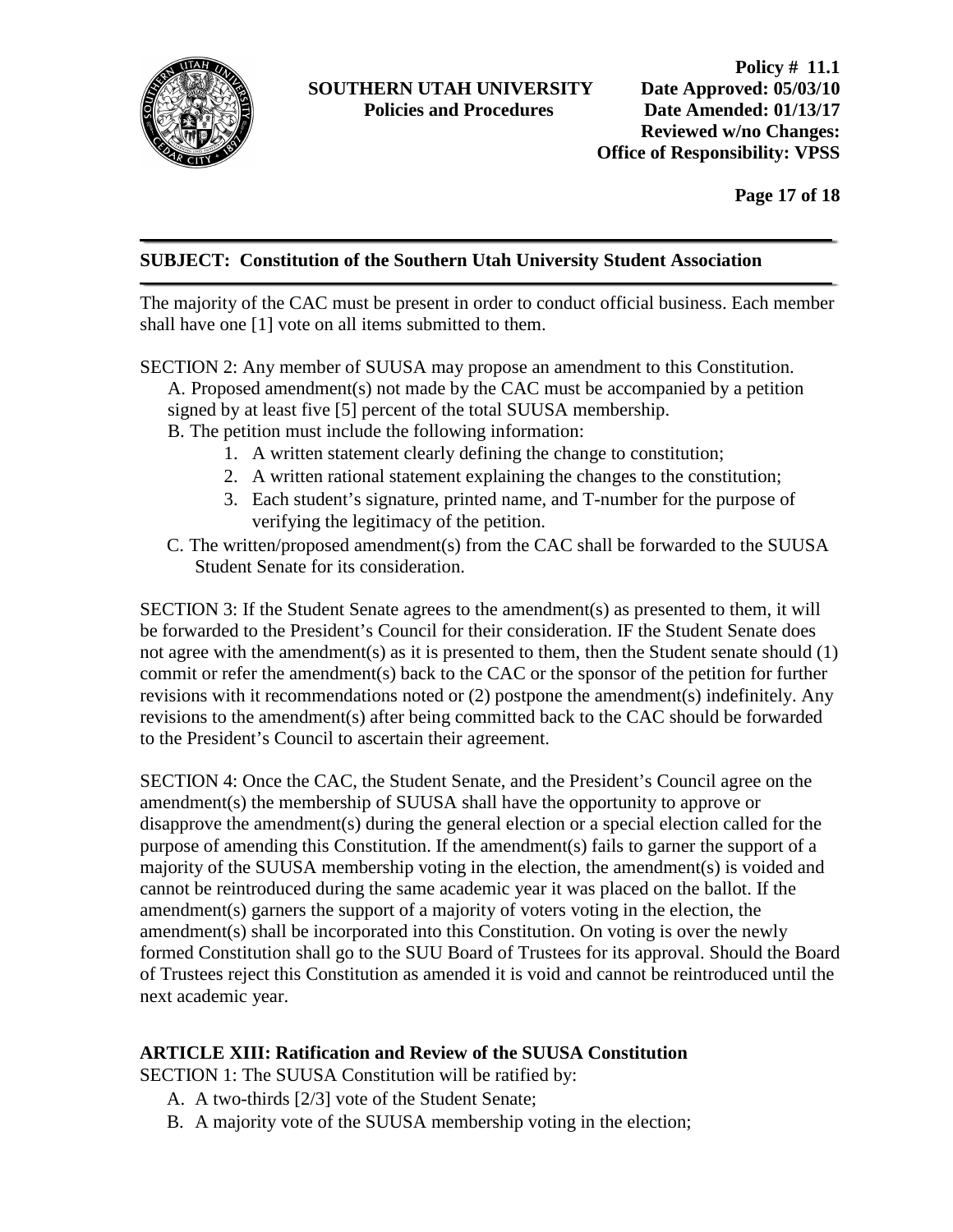**SUBJECT: Constitution of the Southern Utah University Student Association**

The majority of the CAC must be present in order to conduct official business. Each member shall have one [1] vote on all items submitted to them.

SECTION 2: Any member of SUUSA may propose an amendment to this Constitution.

A. Proposed amendment(s) not made by the CAC must be accompanied by a petition signed by at least five [5] percent of the total SUUSA membership.

B. The petition must include the following information:

1. A written statement clearly defining the change to constitution;
2. A written rational statement explaining the changes to the constitution;
3. Each student's signature, printed name, and T-number for the purpose of verifying the legitimacy of the petition.

C. The written/proposed amendment(s) from the CAC shall be forwarded to the SUUSA Student Senate for its consideration.

SECTION 3: If the Student Senate agrees to the amendment(s) as presented to them, it will be forwarded to the President's Council for their consideration. IF the Student Senate does not agree with the amendment(s) as it is presented to them, then the Student senate should (1) commit or refer the amendment(s) back to the CAC or the sponsor of the petition for further revisions with it recommendations noted or (2) postpone the amendment(s) indefinitely. Any revisions to the amendment(s) after being committed back to the CAC should be forwarded to the President's Council to ascertain their agreement.

SECTION 4: Once the CAC, the Student Senate, and the President's Council agree on the amendment(s) the membership of SUUSA shall have the opportunity to approve or disapprove the amendment(s) during the general election or a special election called for the purpose of amending this Constitution. If the amendment(s) fails to garner the support of a majority of the SUUSA membership voting in the election, the amendment(s) is voided and cannot be reintroduced during the same academic year it was placed on the ballot. If the amendment(s) garners the support of a majority of voters voting in the election, the amendment(s) shall be incorporated into this Constitution. On voting is over the newly formed Constitution shall go to the SUU Board of Trustees for its approval. Should the Board of Trustees reject this Constitution as amended it is void and cannot be reintroduced until the next academic year.

**ARTICLE XIII: Ratification and Review of the SUUSA Constitution**

SECTION 1: The SUUSA Constitution will be ratified by:

A. A two-thirds [2/3] vote of the Student Senate;

B. A majority vote of the SUUSA membership voting in the election;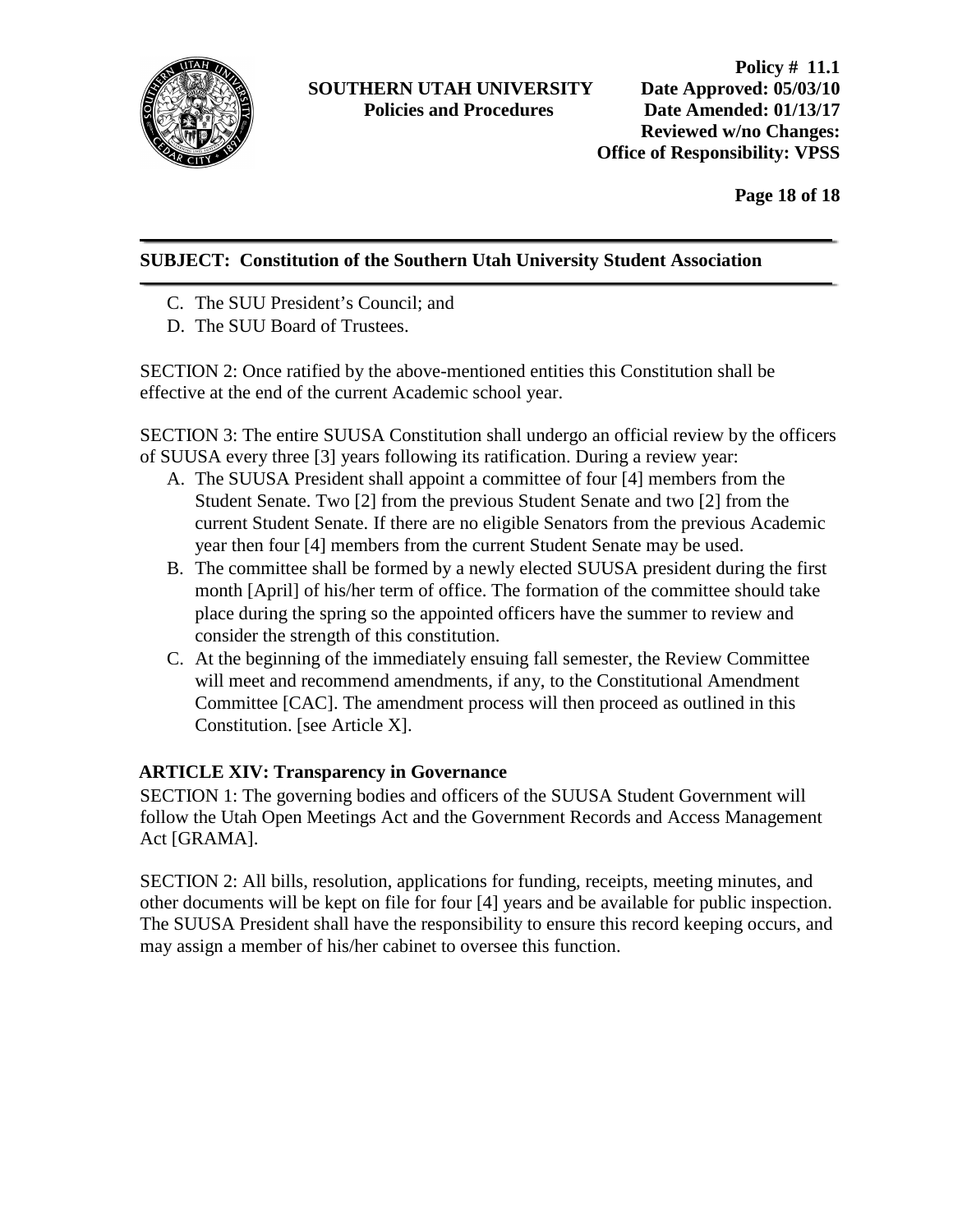C. The SUU President's Council; and
D. The SUU Board of Trustees.

SECTION 2: Once ratified by the above-mentioned entities this Constitution shall be effective at the end of the current Academic school year.

SECTION 3: The entire SUUSA Constitution shall undergo an official review by the officers of SUUSA every three [3] years following its ratification. During a review year:

A. The SUUSA President shall appoint a committee of four [4] members from the Student Senate. Two [2] from the previous Student Senate and two [2] from the current Student Senate. If there are no eligible Senators from the previous Academic year then four [4] members from the current Student Senate may be used.
B. The committee shall be formed by a newly elected SUUSA president during the first month [April] of his/her term of office. The formation of the committee should take place during the spring so the appointed officers have the summer to review and consider the strength of this constitution.
C. At the beginning of the immediately ensuing fall semester, the Review Committee will meet and recommend amendments, if any, to the Constitutional Amendment Committee [CAC]. The amendment process will then proceed as outlined in this Constitution. [see Article X].

## ARTICLE XIV: Transparency in Governance

SECTION 1: The governing bodies and officers of the SUUSA Student Government will follow the Utah Open Meetings Act and the Government Records and Access Management Act [GRAMA].

SECTION 2: All bills, resolution, applications for funding, receipts, meeting minutes, and other documents will be kept on file for four [4] years and be available for public inspection. The SUUSA President shall have the responsibility to ensure this record keeping occurs, and may assign a member of his/her cabinet to oversee this function.